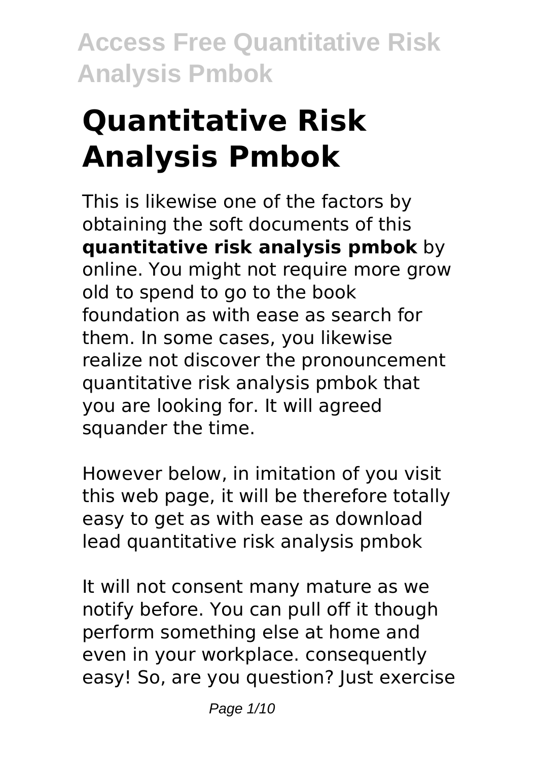# Quantitative Risk Analysis Pmbok

This is likewise one of the factors by obtaining the soft documents of this **quantitative risk analysis pmbok** by online. You might not require more grow old to spend to go to the book foundation as with ease as search for them. In some cases, you likewise realize not discover the pronouncement quantitative risk analysis pmbok that you are looking for. It will agreed squander the time.

However below, in imitation of you visit this web page, it will be therefore totally easy to get as with ease as download lead quantitative risk analysis pmbok

It will not consent many mature as we notify before. You can pull off it though perform something else at home and even in your workplace. consequently easy! So, are you question? Just exercise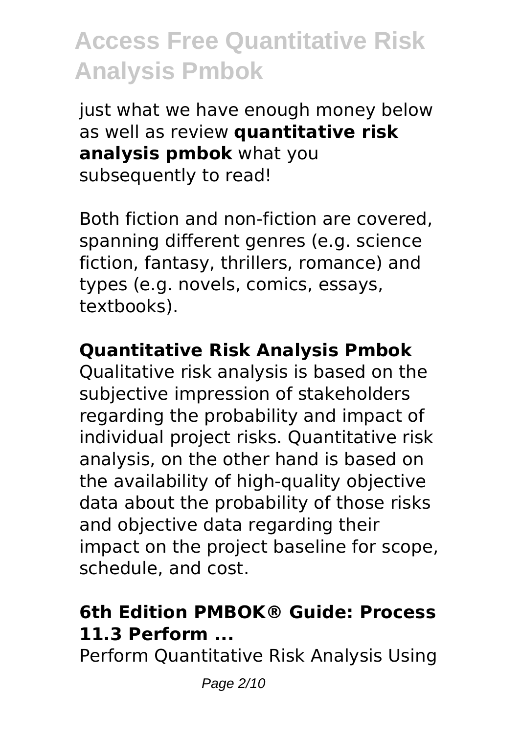just what we have enough money below as well as review **quantitative risk analysis pmbok** what you subsequently to read!

Both fiction and non-fiction are covered, spanning different genres (e.g. science fiction, fantasy, thrillers, romance) and types (e.g. novels, comics, essays, textbooks).

### Quantitative Risk Analysis Pmbok

Qualitative risk analysis is based on the subjective impression of stakeholders regarding the probability and impact of individual project risks. Quantitative risk analysis, on the other hand is based on the availability of high-quality objective data about the probability of those risks and objective data regarding their impact on the project baseline for scope, schedule, and cost.

### 6th Edition PMBOK® Guide: Process 11.3 Perform ...

Perform Quantitative Risk Analysis Using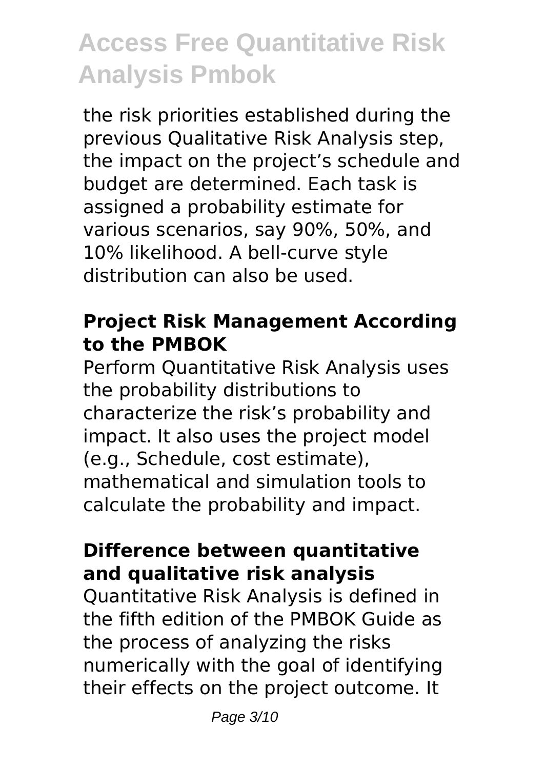the risk priorities established during the previous Qualitative Risk Analysis step, the impact on the project's schedule and budget are determined. Each task is assigned a probability estimate for various scenarios, say 90%, 50%, and 10% likelihood. A bell-curve style distribution can also be used.

## Project Risk Management According to the PMBOK

Perform Quantitative Risk Analysis uses the probability distributions to characterize the risk's probability and impact. It also uses the project model (e.g., Schedule, cost estimate), mathematical and simulation tools to calculate the probability and impact.

## Difference between quantitative and qualitative risk analysis

Quantitative Risk Analysis is defined in the fifth edition of the PMBOK Guide as the process of analyzing the risks numerically with the goal of identifying their effects on the project outcome. It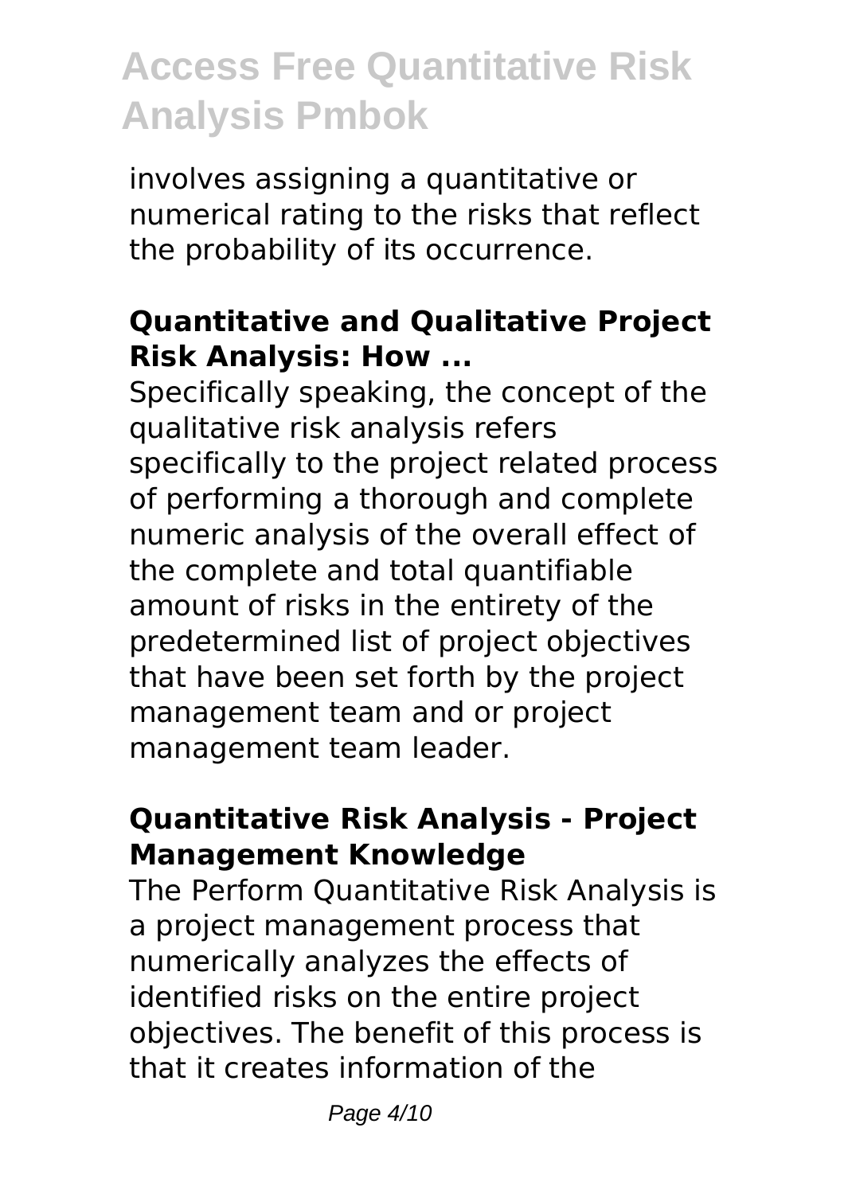involves assigning a quantitative or numerical rating to the risks that reflect the probability of its occurrence.

## **Quantitative and Qualitative Project Risk Analysis: How ...**

Specifically speaking, the concept of the qualitative risk analysis refers specifically to the project related process of performing a thorough and complete numeric analysis of the overall effect of the complete and total quantifiable amount of risks in the entirety of the predetermined list of project objectives that have been set forth by the project management team and or project management team leader.

## **Quantitative Risk Analysis - Project Management Knowledge**

The Perform Quantitative Risk Analysis is a project management process that numerically analyzes the effects of identified risks on the entire project objectives. The benefit of this process is that it creates information of the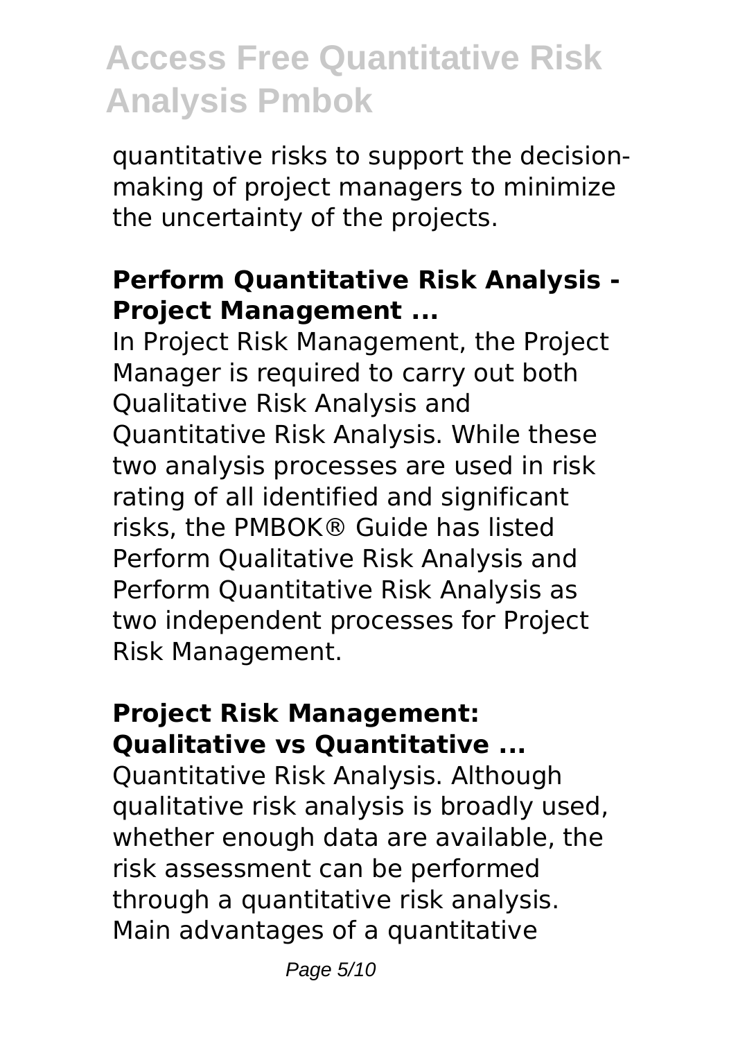quantitative risks to support the decision-making of project managers to minimize the uncertainty of the projects.

### Perform Quantitative Risk Analysis - Project Management ...

In Project Risk Management, the Project Manager is required to carry out both Qualitative Risk Analysis and Quantitative Risk Analysis. While these two analysis processes are used in risk rating of all identified and significant risks, the PMBOK® Guide has listed Perform Qualitative Risk Analysis and Perform Quantitative Risk Analysis as two independent processes for Project Risk Management.

### Project Risk Management: Qualitative vs Quantitative ...

Quantitative Risk Analysis. Although qualitative risk analysis is broadly used, whether enough data are available, the risk assessment can be performed through a quantitative risk analysis. Main advantages of a quantitative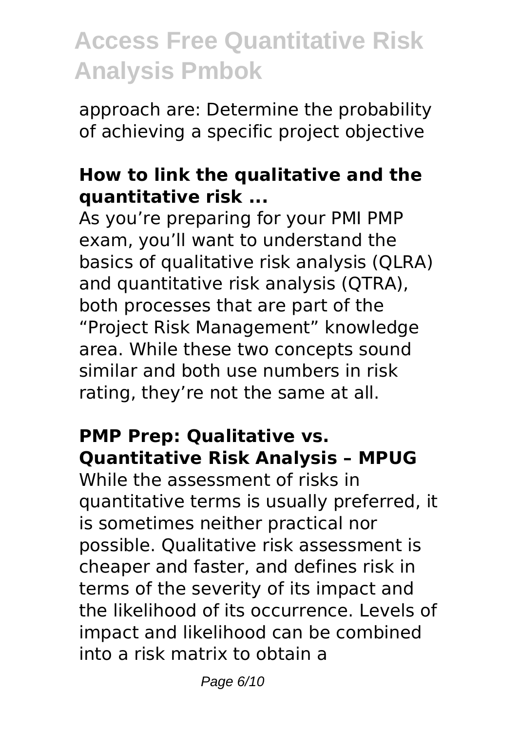approach are: Determine the probability of achieving a specific project objective

### How to link the qualitative and the quantitative risk ...

As you're preparing for your PMI PMP exam, you'll want to understand the basics of qualitative risk analysis (QLRA) and quantitative risk analysis (QTRA), both processes that are part of the "Project Risk Management" knowledge area. While these two concepts sound similar and both use numbers in risk rating, they're not the same at all.

### PMP Prep: Qualitative vs. Quantitative Risk Analysis – MPUG

While the assessment of risks in quantitative terms is usually preferred, it is sometimes neither practical nor possible. Qualitative risk assessment is cheaper and faster, and defines risk in terms of the severity of its impact and the likelihood of its occurrence. Levels of impact and likelihood can be combined into a risk matrix to obtain a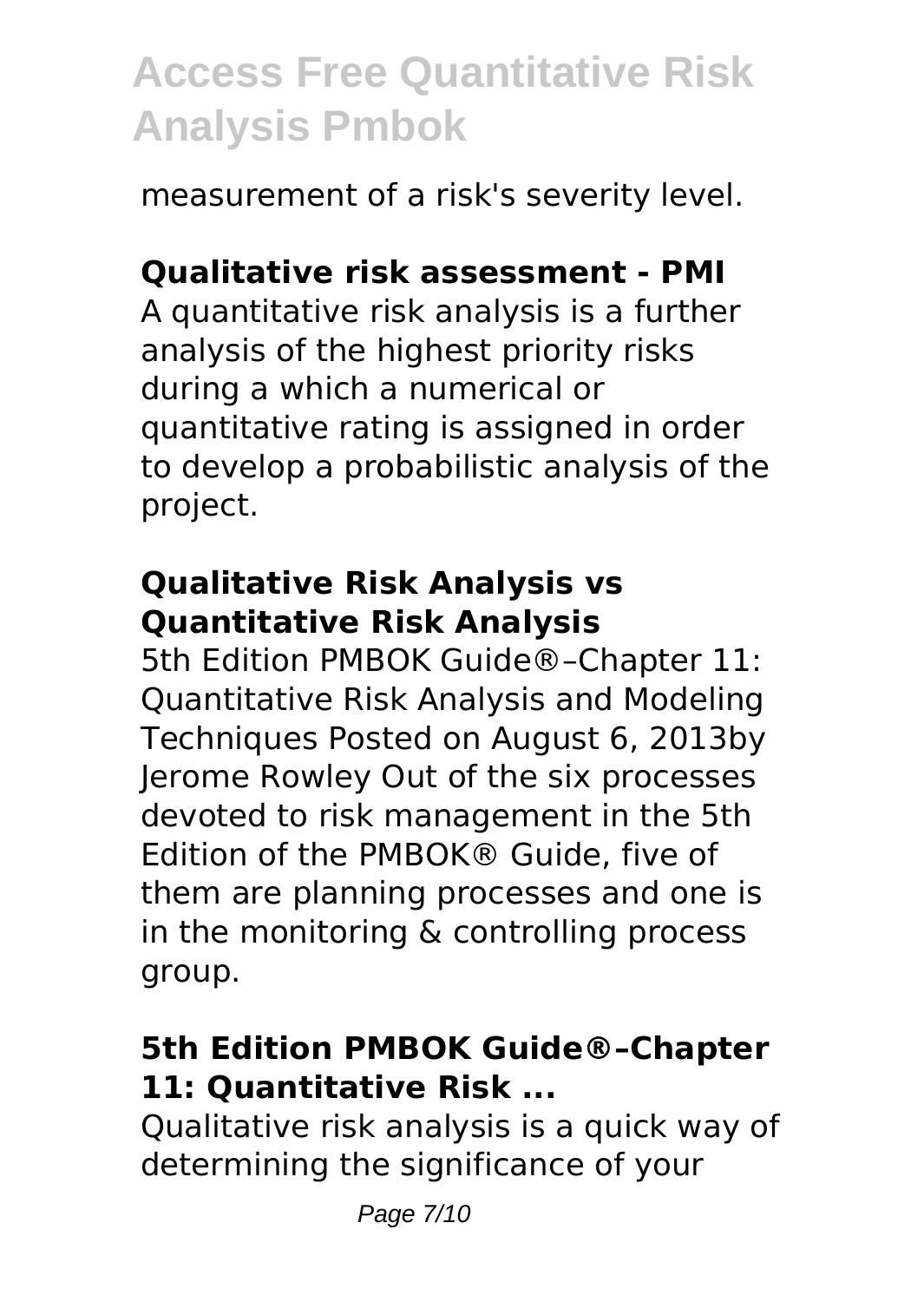measurement of a risk's severity level.

## Qualitative risk assessment - PMI

A quantitative risk analysis is a further analysis of the highest priority risks during a which a numerical or quantitative rating is assigned in order to develop a probabilistic analysis of the project.

## Qualitative Risk Analysis vs Quantitative Risk Analysis

5th Edition PMBOK Guide®–Chapter 11: Quantitative Risk Analysis and Modeling Techniques Posted on August 6, 2013by Jerome Rowley Out of the six processes devoted to risk management in the 5th Edition of the PMBOK® Guide, five of them are planning processes and one is in the monitoring & controlling process group.

## 5th Edition PMBOK Guide®–Chapter 11: Quantitative Risk ...

Qualitative risk analysis is a quick way of determining the significance of your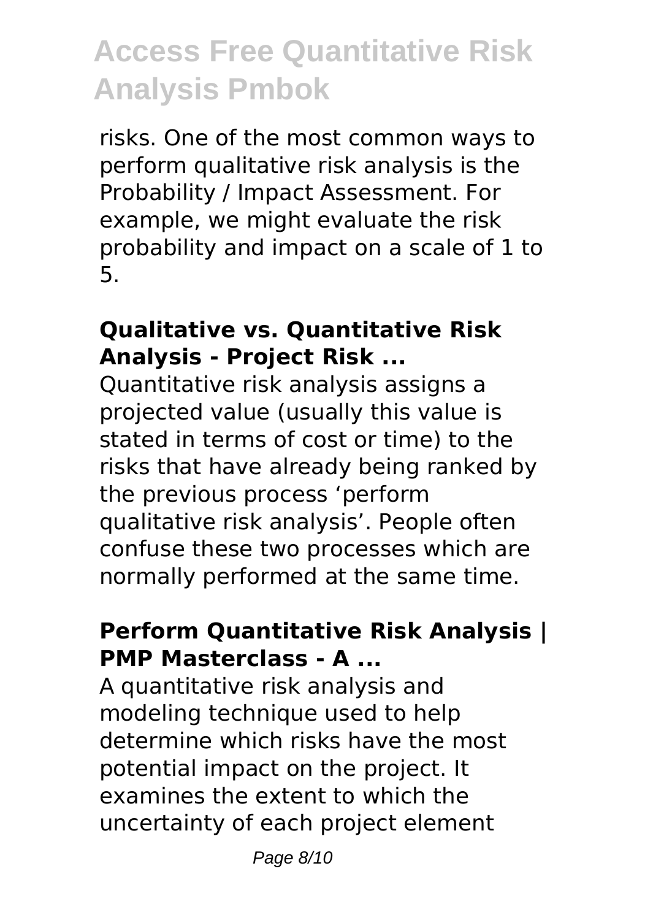risks. One of the most common ways to perform qualitative risk analysis is the Probability / Impact Assessment. For example, we might evaluate the risk probability and impact on a scale of 1 to 5.

## Qualitative vs. Quantitative Risk Analysis - Project Risk ...

Quantitative risk analysis assigns a projected value (usually this value is stated in terms of cost or time) to the risks that have already being ranked by the previous process 'perform qualitative risk analysis'. People often confuse these two processes which are normally performed at the same time.

## Perform Quantitative Risk Analysis | PMP Masterclass - A ...

A quantitative risk analysis and modeling technique used to help determine which risks have the most potential impact on the project. It examines the extent to which the uncertainty of each project element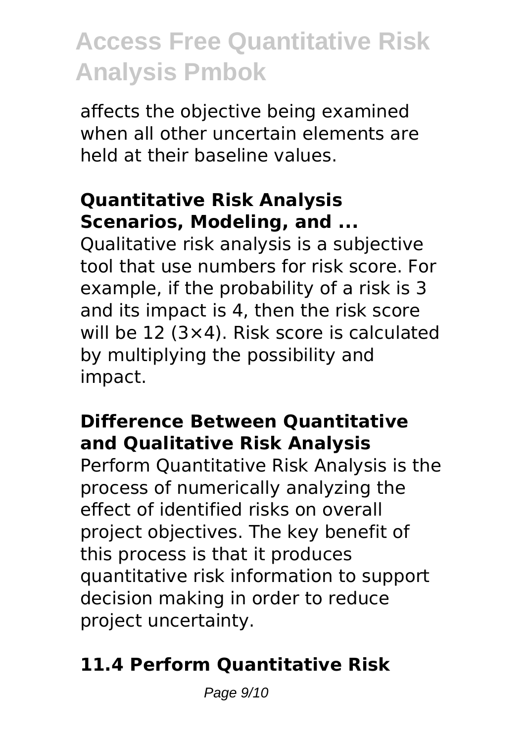affects the objective being examined when all other uncertain elements are held at their baseline values.

**Quantitative Risk Analysis Scenarios, Modeling, and ...**

Qualitative risk analysis is a subjective tool that use numbers for risk score. For example, if the probability of a risk is 3 and its impact is 4, then the risk score will be 12 ($3 \times 4$). Risk score is calculated by multiplying the possibility and impact.

**Difference Between Quantitative and Qualitative Risk Analysis**

Perform Quantitative Risk Analysis is the process of numerically analyzing the effect of identified risks on overall project objectives. The key benefit of this process is that it produces quantitative risk information to support decision making in order to reduce project uncertainty.

**11.4 Perform Quantitative Risk**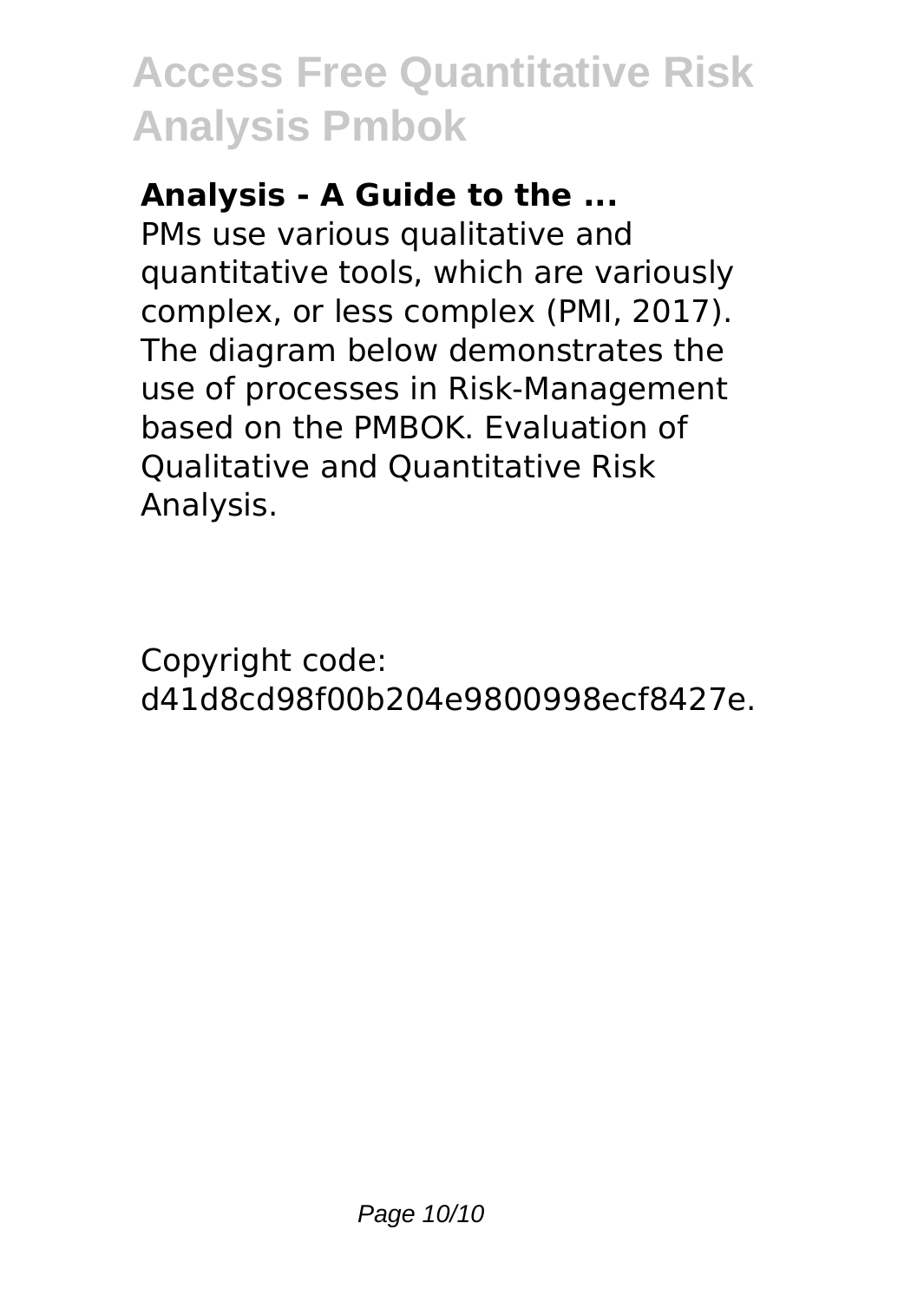**Analysis - A Guide to the ...**

PMs use various qualitative and quantitative tools, which are variously complex, or less complex (PMI, 2017). The diagram below demonstrates the use of processes in Risk-Management based on the PMBOK. Evaluation of Qualitative and Quantitative Risk Analysis.

Copyright code: d41d8cd98f00b204e9800998ecf8427e.